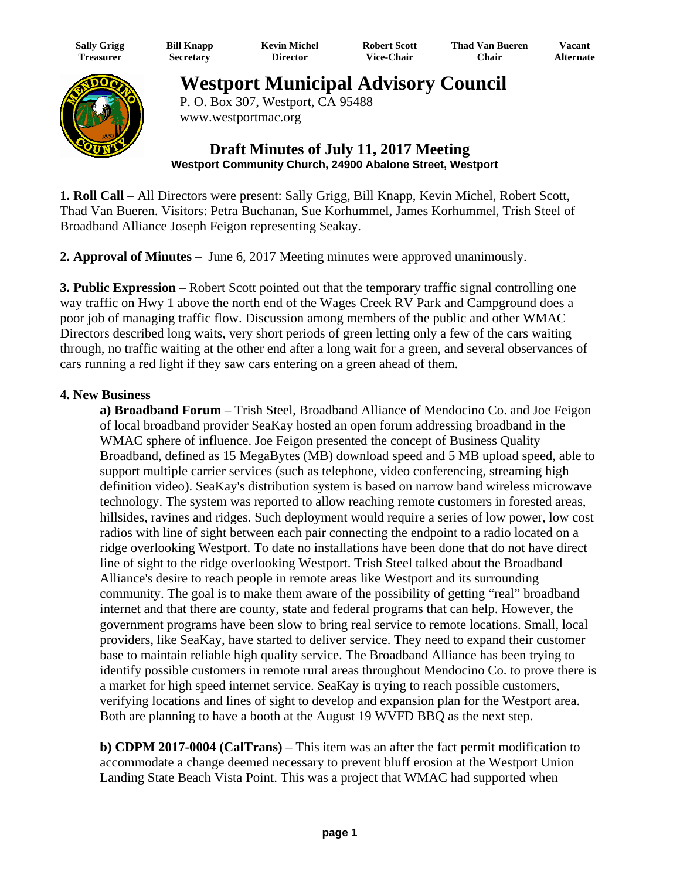| Sally Grigg | Bill Knapp | Kevin Michel | Robert Scott | Thad Van Bueren | Vacant |
|---|---|---|---|---|---|
| Treasurer | Secretary | Director | Vice-Chair | Chair | Alternate |

# Westport Municipal Advisory Council

P. O. Box 307, Westport, CA 95488
www.westportmac.org

## Draft Minutes of July 11, 2017 Meeting

**Westport Community Church, 24900 Abalone Street, Westport**

**1. Roll Call** – All Directors were present: Sally Grigg, Bill Knapp, Kevin Michel, Robert Scott, Thad Van Bueren. Visitors: Petra Buchanan, Sue Korhummel, James Korhummel, Trish Steel of Broadband Alliance Joseph Feigon representing Seakay.

**2. Approval of Minutes** – June 6, 2017 Meeting minutes were approved unanimously.

**3. Public Expression** – Robert Scott pointed out that the temporary traffic signal controlling one way traffic on Hwy 1 above the north end of the Wages Creek RV Park and Campground does a poor job of managing traffic flow. Discussion among members of the public and other WMAC Directors described long waits, very short periods of green letting only a few of the cars waiting through, no traffic waiting at the other end after a long wait for a green, and several observances of cars running a red light if they saw cars entering on a green ahead of them.

**4. New Business**

**a) Broadband Forum** – Trish Steel, Broadband Alliance of Mendocino Co. and Joe Feigon of local broadband provider SeaKay hosted an open forum addressing broadband in the WMAC sphere of influence. Joe Feigon presented the concept of Business Quality Broadband, defined as 15 MegaBytes (MB) download speed and 5 MB upload speed, able to support multiple carrier services (such as telephone, video conferencing, streaming high definition video). SeaKay's distribution system is based on narrow band wireless microwave technology. The system was reported to allow reaching remote customers in forested areas, hillsides, ravines and ridges. Such deployment would require a series of low power, low cost radios with line of sight between each pair connecting the endpoint to a radio located on a ridge overlooking Westport. To date no installations have been done that do not have direct line of sight to the ridge overlooking Westport. Trish Steel talked about the Broadband Alliance's desire to reach people in remote areas like Westport and its surrounding community. The goal is to make them aware of the possibility of getting "real" broadband internet and that there are county, state and federal programs that can help. However, the government programs have been slow to bring real service to remote locations. Small, local providers, like SeaKay, have started to deliver service. They need to expand their customer base to maintain reliable high quality service. The Broadband Alliance has been trying to identify possible customers in remote rural areas throughout Mendocino Co. to prove there is a market for high speed internet service. SeaKay is trying to reach possible customers, verifying locations and lines of sight to develop and expansion plan for the Westport area. Both are planning to have a booth at the August 19 WVFD BBQ as the next step.

**b) CDPM 2017-0004 (CalTrans)** – This item was an after the fact permit modification to accommodate a change deemed necessary to prevent bluff erosion at the Westport Union Landing State Beach Vista Point. This was a project that WMAC had supported when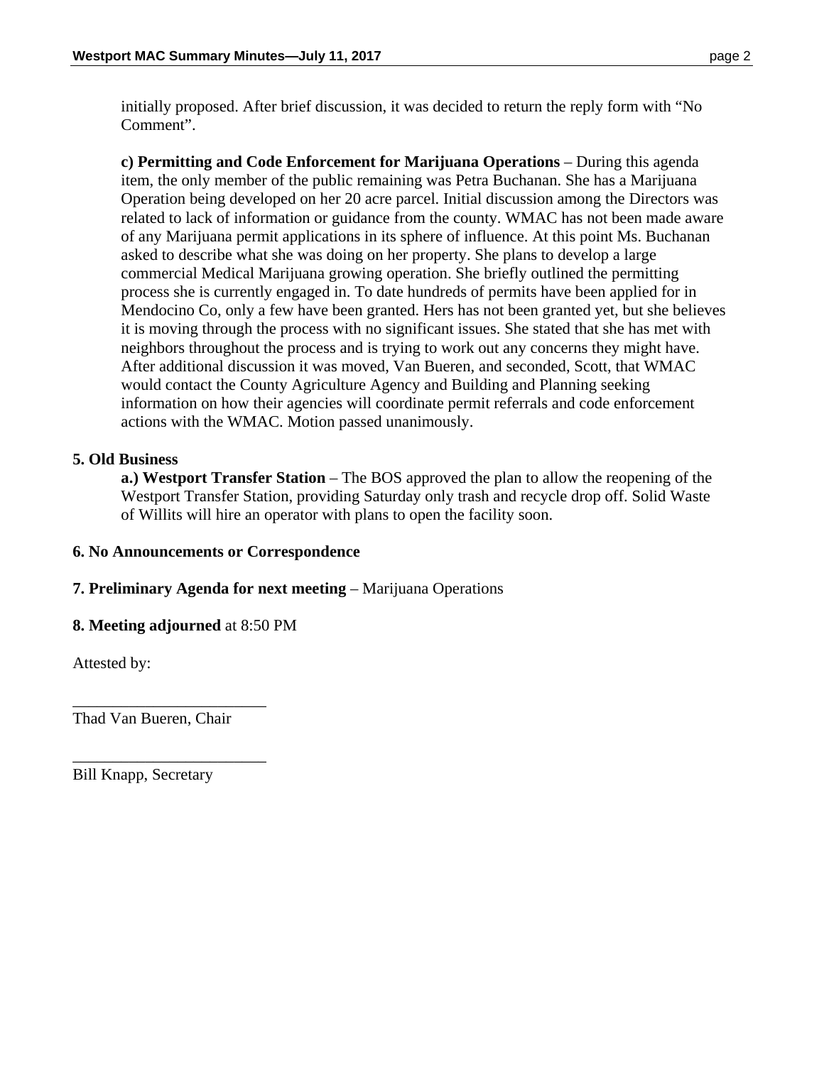initially proposed. After brief discussion, it was decided to return the reply form with "No Comment".

**c) Permitting and Code Enforcement for Marijuana Operations** – During this agenda item, the only member of the public remaining was Petra Buchanan. She has a Marijuana Operation being developed on her 20 acre parcel. Initial discussion among the Directors was related to lack of information or guidance from the county. WMAC has not been made aware of any Marijuana permit applications in its sphere of influence. At this point Ms. Buchanan asked to describe what she was doing on her property. She plans to develop a large commercial Medical Marijuana growing operation. She briefly outlined the permitting process she is currently engaged in. To date hundreds of permits have been applied for in Mendocino Co, only a few have been granted. Hers has not been granted yet, but she believes it is moving through the process with no significant issues. She stated that she has met with neighbors throughout the process and is trying to work out any concerns they might have. After additional discussion it was moved, Van Bueren, and seconded, Scott, that WMAC would contact the County Agriculture Agency and Building and Planning seeking information on how their agencies will coordinate permit referrals and code enforcement actions with the WMAC. Motion passed unanimously.

**5. Old Business**

**a.) Westport Transfer Station** – The BOS approved the plan to allow the reopening of the Westport Transfer Station, providing Saturday only trash and recycle drop off. Solid Waste of Willits will hire an operator with plans to open the facility soon.

**6. No Announcements or Correspondence**

**7. Preliminary Agenda for next meeting** – Marijuana Operations

**8. Meeting adjourned** at 8:50 PM

Attested by:

________________________
Thad Van Bueren, Chair

________________________
Bill Knapp, Secretary